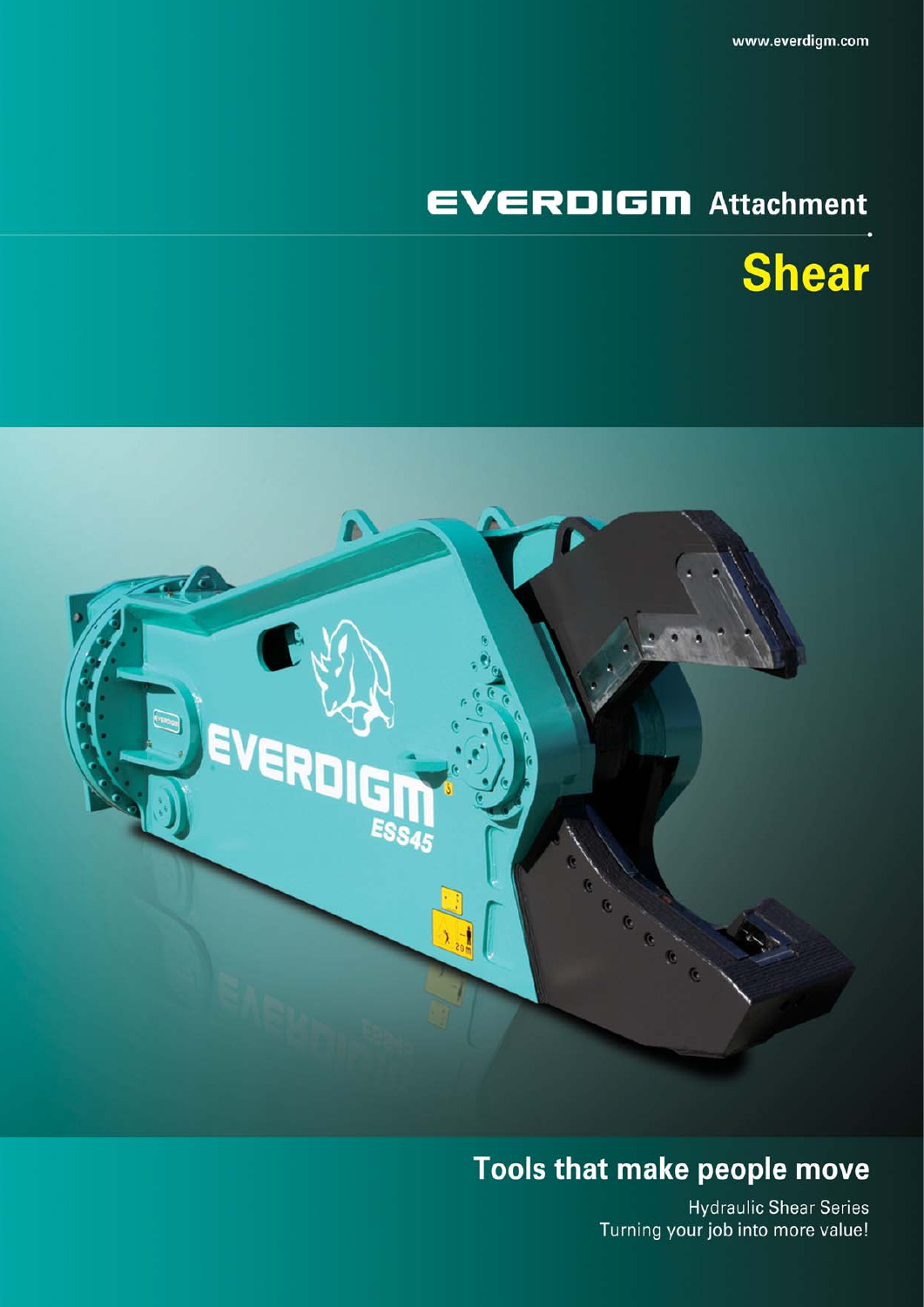www.everdigm.com

# EVERDIGM Attachment

## Shear

## Tools that make people move

Hydraulic Shear Series
Turning your job into more value!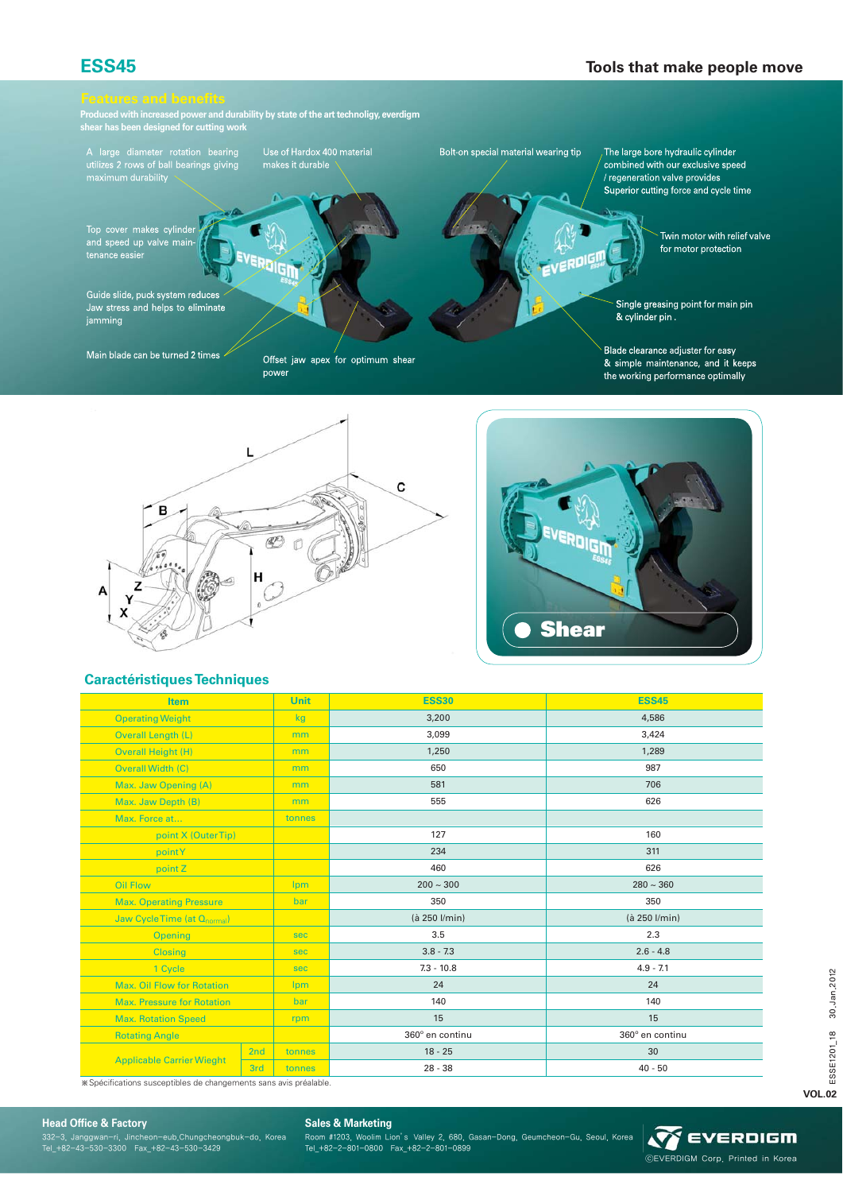# ESS45

Tools that make people move

## Features and benefits

Produced with increased power and durability by state of the art technoligy, everdigm shear has been designed for cutting work

- A large diameter rotation bearing utilizes 2 rows of ball bearings giving maximum durability
- Use of Hardox 400 material makes it durable
- Bolt-on special material wearing tip
- The large bore hydraulic cylinder combined with our exclusive speed / regeneration valve provides Superior cutting force and cycle time
- Top cover makes cylinder and speed up valve maintenance easier
- Twin motor with relief valve for motor protection
- Guide slide, puck system reduces Jaw stress and helps to eliminate jamming
- Single greasing point for main pin & cylinder pin .
- Main blade can be turned 2 times
- Offset jaw apex for optimum shear power
- Blade clearance adjuster for easy & simple maintenance, and it keeps the working performance optimally

L
B
C
A
Z
Y
X
H

Shear

## Caractéristiques Techniques

| Item | | Unit | ESS30 | ESS45 |
|---|---|---|---|---|
| Operating Weight | | kg | 3,200 | 4,586 |
| Overall Length (L) | | mm | 3,099 | 3,424 |
| Overall Height (H) | | mm | 1,250 | 1,289 |
| Overall Width (C) | | mm | 650 | 987 |
| Max. Jaw Opening (A) | | mm | 581 | 706 |
| Max. Jaw Depth (B) | | mm | 555 | 626 |
| Max. Force at... | | tonnes | | |
| point X (Outer Tip) | | | 127 | 160 |
| point Y | | | 234 | 311 |
| point Z | | | 460 | 626 |
| Oil Flow | | lpm | 200 ~ 300 | 280 ~ 360 |
| Max. Operating Pressure | | bar | 350 | 350 |
| Jaw Cycle Time (at $Q_{normal}$) | | | (à 250 l/min) | (à 250 l/min) |
| Opening | | sec | 3.5 | 2.3 |
| Closing | | sec | 3.8 - 7.3 | 2.6 - 4.8 |
| 1 Cycle | | sec | 7.3 - 10.8 | 4.9 - 7.1 |
| Max. Oil Flow for Rotation | | lpm | 24 | 24 |
| Max. Pressure for Rotation | | bar | 140 | 140 |
| Max. Rotation Speed | | rpm | 15 | 15 |
| Rotating Angle | | | 360° en continu | 360° en continu |
| Applicable Carrier Wieght | 2nd | tonnes | 18 - 25 | 30 |
| | 3rd | tonnes | 28 - 38 | 40 - 50 |

※Spécifications susceptibles de changements sans avis préalable.

ESSE1201_18 30_Jan_2012

VOL.02

**Head Office & Factory**
332-3, Janggwan-ri, Jincheon-eub,Chungcheongbuk-do, Korea
Tel_+82-43-530-3300 Fax_+82-43-530-3429

**Sales & Marketing**
Room #1203, Woolim Lion's Valley 2, 680, Gasan-Dong, Geumcheon-Gu, Seoul, Korea
Tel_+82-2-801-0800 Fax_+82-2-801-0899

EVERDIGM
ⒸEVERDIGM Corp, Printed in Korea